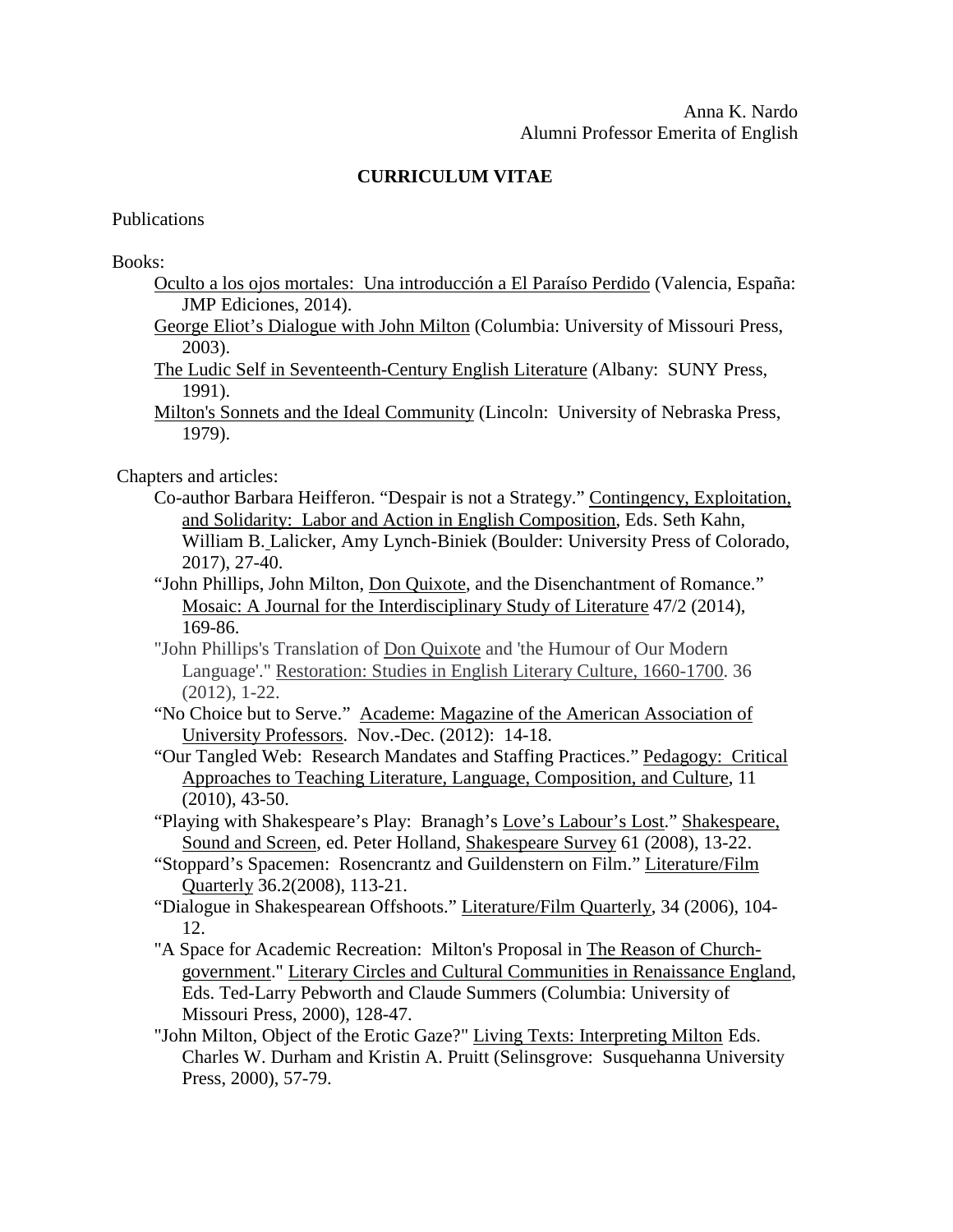Anna K. Nardo
Alumni Professor Emerita of English

# CURRICULUM VITAE

## Publications

### Books:

- Oculto a los ojos mortales: Una introducción a El Paraíso Perdido (Valencia, España: JMP Ediciones, 2014).
- George Eliot's Dialogue with John Milton (Columbia: University of Missouri Press, 2003).
- The Ludic Self in Seventeenth-Century English Literature (Albany: SUNY Press, 1991).
- Milton's Sonnets and the Ideal Community (Lincoln: University of Nebraska Press, 1979).

### Chapters and articles:

- Co-author Barbara Heifferon. "Despair is not a Strategy." Contingency, Exploitation, and Solidarity: Labor and Action in English Composition, Eds. Seth Kahn, William B. Lalicker, Amy Lynch-Biniek (Boulder: University Press of Colorado, 2017), 27-40.
- "John Phillips, John Milton, Don Quixote, and the Disenchantment of Romance." Mosaic: A Journal for the Interdisciplinary Study of Literature 47/2 (2014), 169-86.
- "John Phillips's Translation of Don Quixote and 'the Humour of Our Modern Language'." Restoration: Studies in English Literary Culture, 1660-1700. 36 (2012), 1-22.
- "No Choice but to Serve." Academe: Magazine of the American Association of University Professors. Nov.-Dec. (2012): 14-18.
- "Our Tangled Web: Research Mandates and Staffing Practices." Pedagogy: Critical Approaches to Teaching Literature, Language, Composition, and Culture, 11 (2010), 43-50.
- "Playing with Shakespeare's Play: Branagh's Love's Labour's Lost." Shakespeare, Sound and Screen, ed. Peter Holland, Shakespeare Survey 61 (2008), 13-22.
- "Stoppard's Spacemen: Rosencrantz and Guildenstern on Film." Literature/Film Quarterly 36.2(2008), 113-21.
- "Dialogue in Shakespearean Offshoots." Literature/Film Quarterly, 34 (2006), 104-12.
- "A Space for Academic Recreation: Milton's Proposal in The Reason of Church-government." Literary Circles and Cultural Communities in Renaissance England, Eds. Ted-Larry Pebworth and Claude Summers (Columbia: University of Missouri Press, 2000), 128-47.
- "John Milton, Object of the Erotic Gaze?" Living Texts: Interpreting Milton Eds. Charles W. Durham and Kristin A. Pruitt (Selinsgrove: Susquehanna University Press, 2000), 57-79.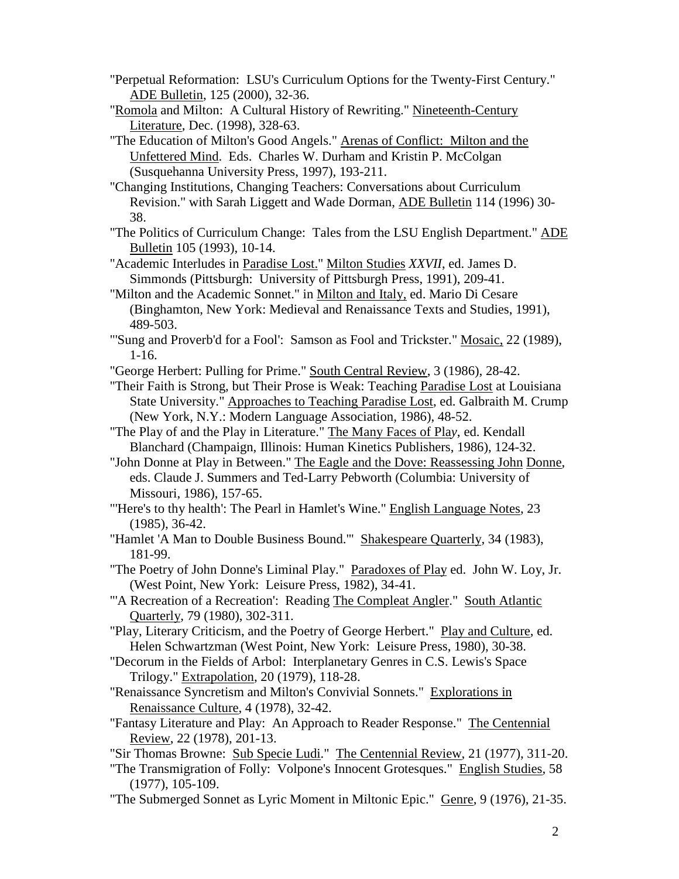"Perpetual Reformation: LSU's Curriculum Options for the Twenty-First Century." ADE Bulletin, 125 (2000), 32-36.

"Romola and Milton: A Cultural History of Rewriting." Nineteenth-Century Literature, Dec. (1998), 328-63.

"The Education of Milton's Good Angels." Arenas of Conflict: Milton and the Unfettered Mind. Eds. Charles W. Durham and Kristin P. McColgan (Susquehanna University Press, 1997), 193-211.

"Changing Institutions, Changing Teachers: Conversations about Curriculum Revision." with Sarah Liggett and Wade Dorman, ADE Bulletin 114 (1996) 30-38.

"The Politics of Curriculum Change: Tales from the LSU English Department." ADE Bulletin 105 (1993), 10-14.

"Academic Interludes in Paradise Lost." Milton Studies *XXVII*, ed. James D. Simmonds (Pittsburgh: University of Pittsburgh Press, 1991), 209-41.

"Milton and the Academic Sonnet." in Milton and Italy, ed. Mario Di Cesare (Binghamton, New York: Medieval and Renaissance Texts and Studies, 1991), 489-503.

"'Sung and Proverb'd for a Fool': Samson as Fool and Trickster." Mosaic, 22 (1989), 1-16.

"George Herbert: Pulling for Prime." South Central Review, 3 (1986), 28-42.

"Their Faith is Strong, but Their Prose is Weak: Teaching Paradise Lost at Louisiana State University." Approaches to Teaching Paradise Lost, ed. Galbraith M. Crump (New York, N.Y.: Modern Language Association, 1986), 48-52.

"The Play of and the Play in Literature." The Many Faces of Play, ed. Kendall Blanchard (Champaign, Illinois: Human Kinetics Publishers, 1986), 124-32.

"John Donne at Play in Between." The Eagle and the Dove: Reassessing John Donne, eds. Claude J. Summers and Ted-Larry Pebworth (Columbia: University of Missouri, 1986), 157-65.

"'Here's to thy health': The Pearl in Hamlet's Wine." English Language Notes, 23 (1985), 36-42.

"Hamlet 'A Man to Double Business Bound.'" Shakespeare Quarterly, 34 (1983), 181-99.

"The Poetry of John Donne's Liminal Play." Paradoxes of Play ed. John W. Loy, Jr. (West Point, New York: Leisure Press, 1982), 34-41.

"'A Recreation of a Recreation': Reading The Compleat Angler." South Atlantic Quarterly, 79 (1980), 302-311.

"Play, Literary Criticism, and the Poetry of George Herbert." Play and Culture, ed. Helen Schwartzman (West Point, New York: Leisure Press, 1980), 30-38.

"Decorum in the Fields of Arbol: Interplanetary Genres in C.S. Lewis's Space Trilogy." Extrapolation, 20 (1979), 118-28.

"Renaissance Syncretism and Milton's Convivial Sonnets." Explorations in Renaissance Culture, 4 (1978), 32-42.

"Fantasy Literature and Play: An Approach to Reader Response." The Centennial Review, 22 (1978), 201-13.

"Sir Thomas Browne: Sub Specie Ludi." The Centennial Review, 21 (1977), 311-20.

"The Transmigration of Folly: Volpone's Innocent Grotesques." English Studies, 58 (1977), 105-109.

"The Submerged Sonnet as Lyric Moment in Miltonic Epic." Genre, 9 (1976), 21-35.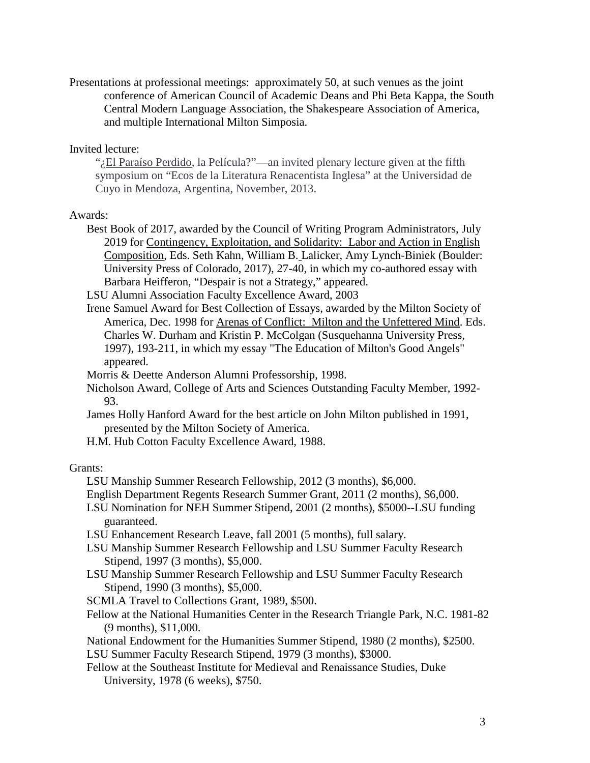Presentations at professional meetings: approximately 50, at such venues as the joint conference of American Council of Academic Deans and Phi Beta Kappa, the South Central Modern Language Association, the Shakespeare Association of America, and multiple International Milton Simposia.

Invited lecture:

"¿El Paraíso Perdido, la Película?"—an invited plenary lecture given at the fifth symposium on "Ecos de la Literatura Renacentista Inglesa" at the Universidad de Cuyo in Mendoza, Argentina, November, 2013.

Awards:

- Best Book of 2017, awarded by the Council of Writing Program Administrators, July 2019 for Contingency, Exploitation, and Solidarity: Labor and Action in English Composition, Eds. Seth Kahn, William B. Lalicker, Amy Lynch-Biniek (Boulder: University Press of Colorado, 2017), 27-40, in which my co-authored essay with Barbara Heifferon, "Despair is not a Strategy," appeared.
- LSU Alumni Association Faculty Excellence Award, 2003
- Irene Samuel Award for Best Collection of Essays, awarded by the Milton Society of America, Dec. 1998 for Arenas of Conflict: Milton and the Unfettered Mind. Eds. Charles W. Durham and Kristin P. McColgan (Susquehanna University Press, 1997), 193-211, in which my essay "The Education of Milton's Good Angels" appeared.
- Morris & Deette Anderson Alumni Professorship, 1998.
- Nicholson Award, College of Arts and Sciences Outstanding Faculty Member, 1992-93.
- James Holly Hanford Award for the best article on John Milton published in 1991, presented by the Milton Society of America.
- H.M. Hub Cotton Faculty Excellence Award, 1988.

Grants:

- LSU Manship Summer Research Fellowship, 2012 (3 months), $6,000.
- English Department Regents Research Summer Grant, 2011 (2 months), $6,000.
- LSU Nomination for NEH Summer Stipend, 2001 (2 months), $5000--LSU funding guaranteed.
- LSU Enhancement Research Leave, fall 2001 (5 months), full salary.
- LSU Manship Summer Research Fellowship and LSU Summer Faculty Research Stipend, 1997 (3 months), $5,000.
- LSU Manship Summer Research Fellowship and LSU Summer Faculty Research Stipend, 1990 (3 months), $5,000.
- SCMLA Travel to Collections Grant, 1989, $500.
- Fellow at the National Humanities Center in the Research Triangle Park, N.C. 1981-82 (9 months), $11,000.
- National Endowment for the Humanities Summer Stipend, 1980 (2 months), $2500.
- LSU Summer Faculty Research Stipend, 1979 (3 months), $3000.
- Fellow at the Southeast Institute for Medieval and Renaissance Studies, Duke University, 1978 (6 weeks), $750.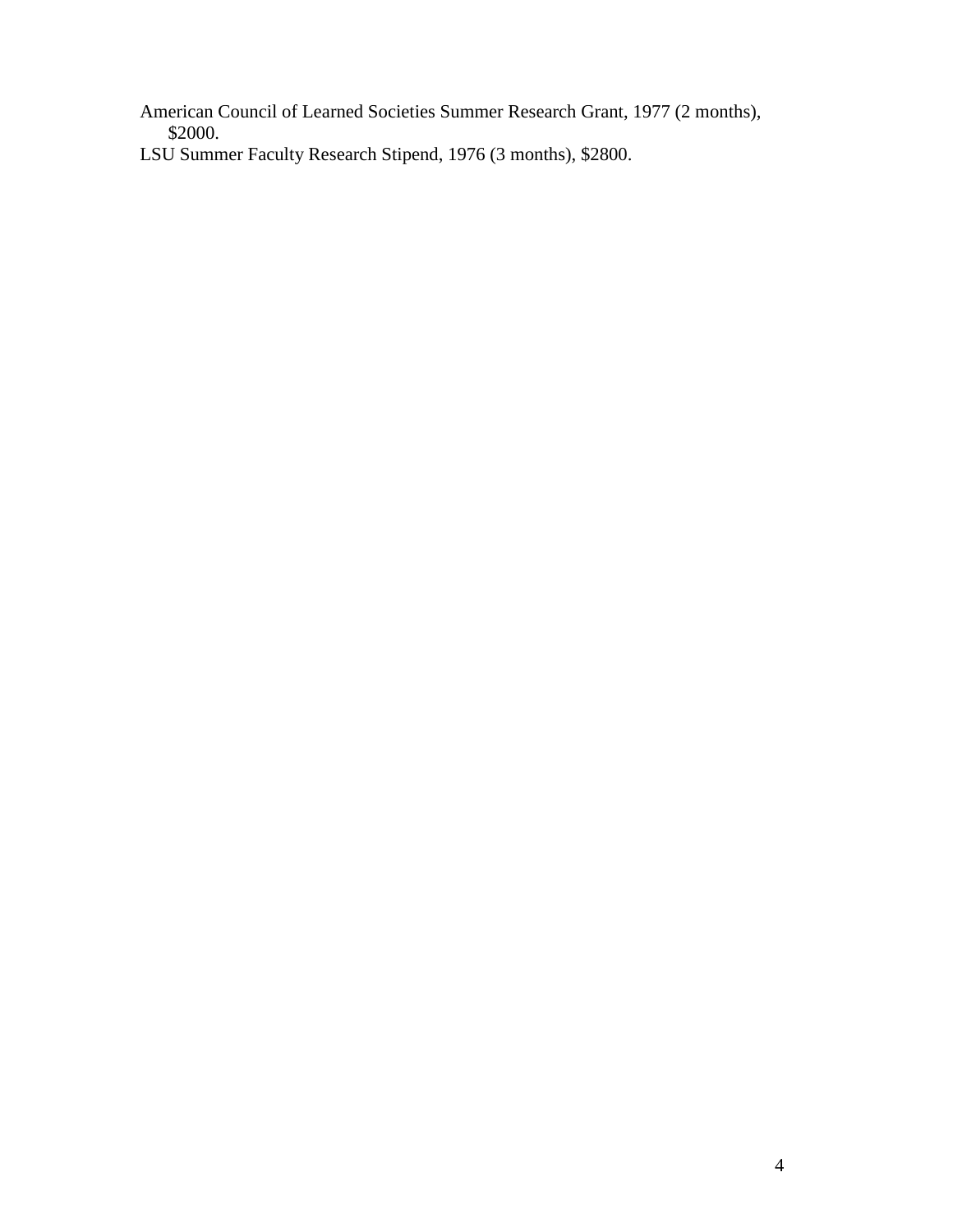American Council of Learned Societies Summer Research Grant, 1977 (2 months), $2000.

LSU Summer Faculty Research Stipend, 1976 (3 months), $2800.